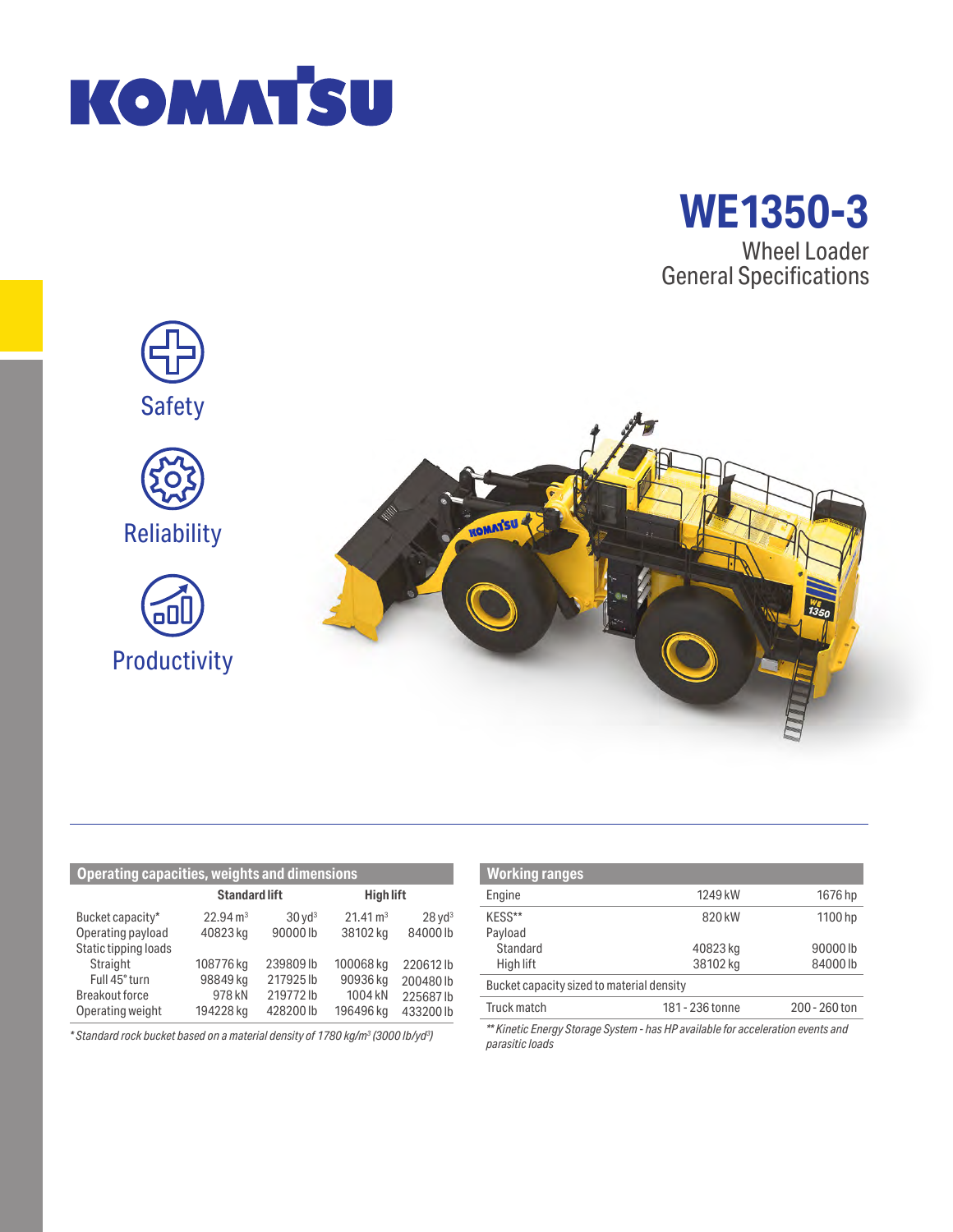# KOMATSU

# WE1350-3

Wheel Loader
General Specifications

Safety

Reliability

Productivity

## Operating capacities, weights and dimensions

| | Standard lift | | High lift | |
|---|---|---|---|---|
| Bucket capacity* | 22.94 $m^3$ | 30 $yd^3$ | 21.41 $m^3$ | 28 $yd^3$ |
| Operating payload | 40823 kg | 90000 lb | 38102 kg | 84000 lb |
| Static tipping loads | | | | |
| Straight | 108776 kg | 239809 lb | 100068 kg | 220612 lb |
| Full 45° turn | 98849 kg | 217925 lb | 90936 kg | 200480 lb |
| Breakout force | 978 kN | 219772 lb | 1004 kN | 225687 lb |
| Operating weight | 194228 kg | 428200 lb | 196496 kg | 433200 lb |

*\* Standard rock bucket based on a material density of 1780 kg/m³ (3000 lb/yd³)*

## Working ranges

| | | |
|---|---|---|
| Engine | 1249 kW | 1676 hp |
| KESS** | 820 kW | 1100 hp |
| Payload | | |
| Standard | 40823 kg | 90000 lb |
| High lift | 38102 kg | 84000 lb |
| Bucket capacity sized to material density | | |
| Truck match | 181 - 236 tonne | 200 - 260 ton |

*\*\* Kinetic Energy Storage System - has HP available for acceleration events and parasitic loads*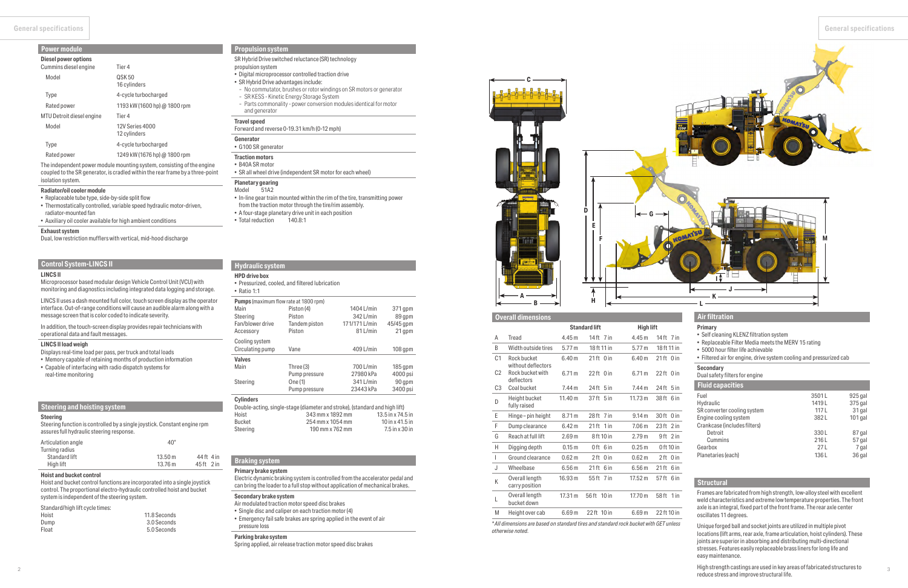## Power module

**Diesel power options**

| | |
|---|---|
| Cummins diesel engine | Tier 4 |
| Model | QSK 50<br>16 cylinders |
| Type | 4-cycle turbocharged |
| Rated power | 1193 kW (1600 hp) @ 1800 rpm |
| MTU Detroit diesel engine | Tier 4 |
| Model | 12V Series 4000<br>12 cylinders |
| Type | 4-cycle turbocharged |
| Rated power | 1249 kW (1676 hp) @ 1800 rpm |

The independent power module mounting system, consisting of the engine coupled to the SR generator, is cradled within the rear frame by a three-point isolation system.

**Radiator/oil cooler module**

- Replaceable tube type, side-by-side split flow
- Thermostatically controlled, variable speed hydraulic motor-driven, radiator-mounted fan
- Auxiliary oil cooler available for high ambient conditions

**Exhaust system**

Dual, low restriction mufflers with vertical, mid-hood discharge

## Control System-LINCS II

**LINCS II**

Microprocessor based modular design Vehicle Control Unit (VCU) with monitoring and diagnostics including integrated data logging and storage.

LINCS II uses a dash mounted full color, touch screen display as the operator interface. Out-of-range conditions will cause an audible alarm along with a message screen that is color coded to indicate severity.

In addition, the touch-screen display provides repair technicians with operational data and fault messages.

**LINCS II load weigh**

Displays real-time load per pass, per truck and total loads

- Memory capable of retaining months of production information
- Capable of interfacing with radio dispatch systems for real-time monitoring

## Steering and hoisting system

**Steering**

Steering function is controlled by a single joystick. Constant engine rpm assures full hydraulic steering response.

| | | |
|---|---|---|
| Articulation angle | 40° | |
| Turning radius | | |
| Standard lift | 13.50 m | 44 ft 4 in |
| High lift | 13.76 m | 45 ft 2 in |

**Hoist and bucket control**

Hoist and bucket control functions are incorporated into a single joystick control. The proportional electro-hydraulic controlled hoist and bucket system is independent of the steering system.

Standard/high lift cycle times:

| | |
|---|---|
| Hoist | 11.8 Seconds |
| Dump | 3.0 Seconds |
| Float | 5.0 Seconds |

## Propulsion system

SR Hybrid Drive switched reluctance (SR) technology propulsion system

- Digital microprocessor controlled traction drive
- SR Hybrid Drive advantages include:
  - No commutator, brushes or rotor windings on SR motors or generator
  - SR KESS - Kinetic Energy Storage System
  - Parts commonality - power conversion modules identical for motor and generator

**Travel speed**

Forward and reverse 0-19.31 km/h (0-12 mph)

**Generator**

- G100 SR generator

**Traction motors**

- B40A SR motor
- SR all wheel drive (independent SR motor for each wheel)

**Planetary gearing**

Model 51A2

- In-line gear train mounted within the rim of the tire, transmitting power from the traction motor through the tire/rim assembly.
- A four-stage planetary drive unit in each position
- Total reduction 140.8:1

## Hydraulic system

**HPD drive box**

- Pressurized, cooled, and filtered lubrication
- Ratio 1:1

**Pumps** (maximum flow rate at 1800 rpm)

| | | | |
|---|---|---|---|
| Main | Piston (4) | 1404 L/min | 371 gpm |
| Steering | Piston | 342 L/min | 89 gpm |
| Fan/blower drive | Tandem piston | 171/171 L/min | 45/45 gpm |
| Accessory | Piston | 81 L/min | 21 gpm |
| Cooling system | | | |
| Circulating pump | Vane | 409 L/min | 108 gpm |

**Valves**

| | | | |
|---|---|---|---|
| Main | Three (3) | 700 L/min | 185 gpm |
| | Pump pressure | 27980 kPa | 4000 psi |
| Steering | One (1) | 341 L/min | 90 gpm |
| | Pump pressure | 23443 kPa | 3400 psi |

**Cylinders**

Double-acting, single-stage (diameter and stroke), (standard and high lift)

| | | |
|---|---|---|
| Hoist | 343 mm x 1892 mm | 13.5 in x 74.5 in |
| Bucket | 254 mm x 1054 mm | 10 in x 41.5 in |
| Steering | 190 mm x 762 mm | 7.5 in x 30 in |

## Braking system

**Primary brake system**

Electric dynamic braking system is controlled from the accelerator pedal and can bring the loader to a full stop without application of mechanical brakes.

**Secondary brake system**

Air modulated traction motor speed disc brakes

- Single disc and caliper on each traction motor (4)
- Emergency fail safe brakes are spring applied in the event of air pressure loss

**Parking brake system**

Spring applied, air release traction motor speed disc brakes

## Overall dimensions

| | | Standard lift | | High lift | |
|---|---|---|---|---|---|
| A | Tread | 4.45 m | 14 ft 7 in | 4.45 m | 14 ft 7 in |
| B | Width outside tires | 5.77 m | 18 ft 11 in | 5.77 m | 18 ft 11 in |
| C1 | Rock bucket without deflectors | 6.40 m | 21 ft 0 in | 6.40 m | 21 ft 0 in |
| C2 | Rock bucket with deflectors | 6.71 m | 22 ft 0 in | 6.71 m | 22 ft 0 in |
| C3 | Coal bucket | 7.44 m | 24 ft 5 in | 7.44 m | 24 ft 5 in |
| D | Height bucket fully raised | 11.40 m | 37 ft 5 in | 11.73 m | 38 ft 6 in |
| E | Hinge - pin height | 8.71 m | 28 ft 7 in | 9.14 m | 30 ft 0 in |
| F | Dump clearance | 6.42 m | 21 ft 1 in | 7.06 m | 23 ft 2 in |
| G | Reach at full lift | 2.69 m | 8 ft 10 in | 2.79 m | 9 ft 2 in |
| H | Digging depth | 0.15 m | 0 ft 6 in | 0.25 m | 0 ft 10 in |
| I | Ground clearance | 0.62 m | 2 ft 0 in | 0.62 m | 2 ft 0 in |
| J | Wheelbase | 6.56 m | 21 ft 6 in | 6.56 m | 21 ft 6 in |
| K | Overall length carry position | 16.93 m | 55 ft 7 in | 17.52 m | 57 ft 6 in |
| L | Overall length bucket down | 17.31 m | 56 ft 10 in | 17.70 m | 58 ft 1 in |
| M | Height over cab | 6.69 m | 22 ft 10 in | 6.69 m | 22 ft 10 in |

*All dimensions are based on standard tires and standard rock bucket with GET unless otherwise noted.*

## Air filtration

**Primary**

- Self cleaning KLENZ filtration system
- Replaceable Filter Media meets the MERV 15 rating
- 5000 hour filter life achievable
- Filtered air for engine, drive system cooling and pressurized cab

**Secondary**

Dual safety filters for engine

## Fluid capacities

| | | |
|---|---|---|
| Fuel | 3501 L | 925 gal |
| Hydraulic | 1419 L | 375 gal |
| SR converter cooling system | 117 L | 31 gal |
| Engine cooling system | 382 L | 101 gal |
| Crankcase (includes filters) | | |
| Detroit | 330 L | 87 gal |
| Cummins | 216 L | 57 gal |
| Gearbox | 27 L | 7 gal |
| Planetaries (each) | 136 L | 36 gal |

## Structural

Frames are fabricated from high strength, low-alloy steel with excellent weld characteristics and extreme low temperature properties. The front axle is an integral, fixed part of the front frame. The rear axle center oscillates 11 degrees.

Unique forged ball and socket joints are utilized in multiple pivot locations (lift arms, rear axle, frame articulation, hoist cylinders). These joints are superior in absorbing and distributing multi-directional stresses. Features easily replaceable brass liners for long life and easy maintenance.

High strength castings are used in key areas of fabricated structures to reduce stress and improve structural life.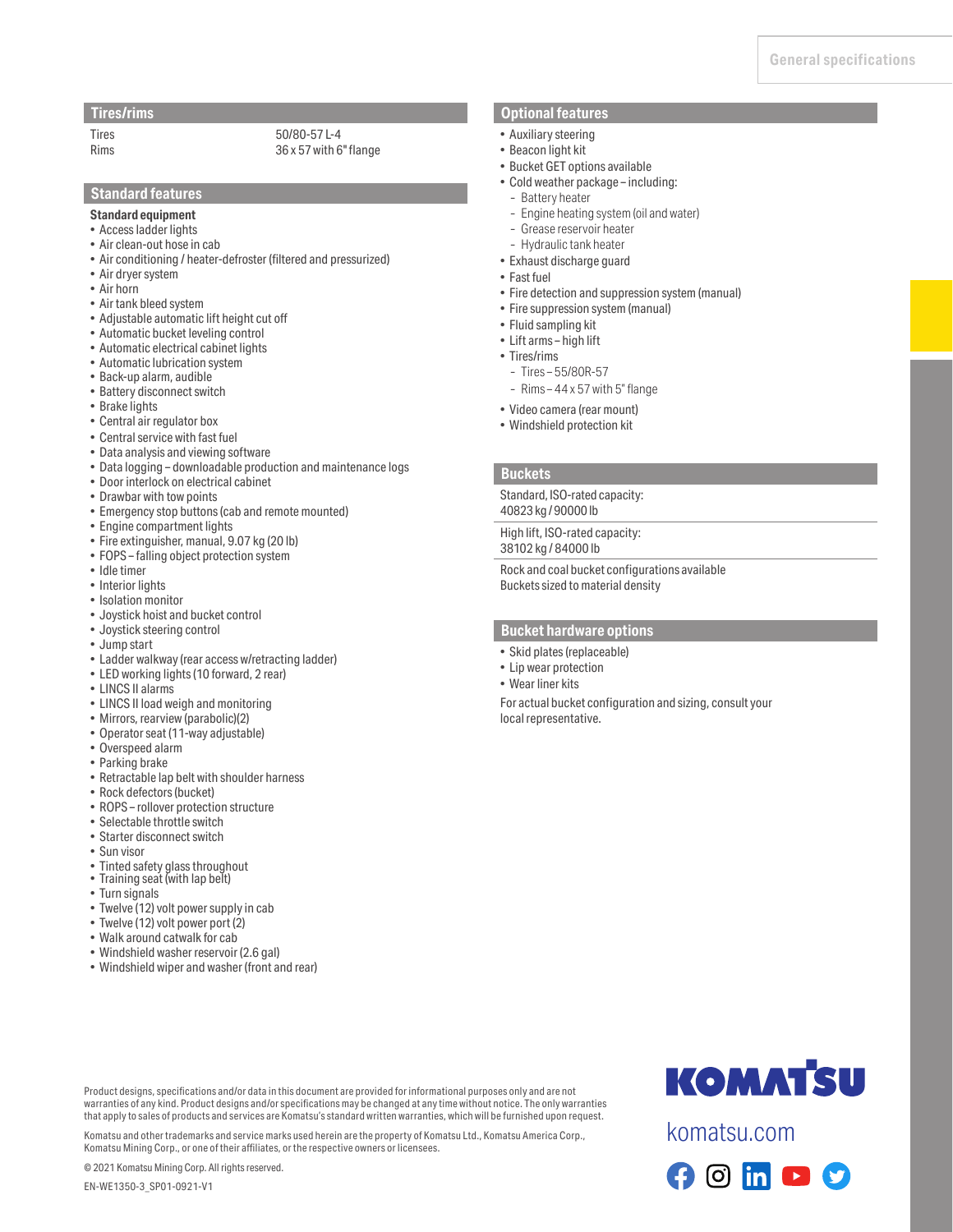## Tires/rims

| | |
|---|---|
| Tires | 50/80-57 L-4 |
| Rims | 36 x 57 with 6" flange |

## Standard features

**Standard equipment**

- Access ladder lights
- Air clean-out hose in cab
- Air conditioning / heater-defroster (filtered and pressurized)
- Air dryer system
- Air horn
- Air tank bleed system
- Adjustable automatic lift height cut off
- Automatic bucket leveling control
- Automatic electrical cabinet lights
- Automatic lubrication system
- Back-up alarm, audible
- Battery disconnect switch
- Brake lights
- Central air regulator box
- Central service with fast fuel
- Data analysis and viewing software
- Data logging – downloadable production and maintenance logs
- Door interlock on electrical cabinet
- Drawbar with tow points
- Emergency stop buttons (cab and remote mounted)
- Engine compartment lights
- Fire extinguisher, manual, 9.07 kg (20 lb)
- FOPS – falling object protection system
- Idle timer
- Interior lights
- Isolation monitor
- Joystick hoist and bucket control
- Joystick steering control
- Jump start
- Ladder walkway (rear access w/retracting ladder)
- LED working lights (10 forward, 2 rear)
- LINCS II alarms
- LINCS II load weigh and monitoring
- Mirrors, rearview (parabolic)(2)
- Operator seat (11-way adjustable)
- Overspeed alarm
- Parking brake
- Retractable lap belt with shoulder harness
- Rock defectors (bucket)
- ROPS – rollover protection structure
- Selectable throttle switch
- Starter disconnect switch
- Sun visor
- Tinted safety glass throughout
- Training seat (with lap belt)
- Turn signals
- Twelve (12) volt power supply in cab
- Twelve (12) volt power port (2)
- Walk around catwalk for cab
- Windshield washer reservoir (2.6 gal)
- Windshield wiper and washer (front and rear)

## Optional features

- Auxiliary steering
- Beacon light kit
- Bucket GET options available
- Cold weather package – including:
  - Battery heater
  - Engine heating system (oil and water)
  - Grease reservoir heater
  - Hydraulic tank heater
- Exhaust discharge guard
- Fast fuel
- Fire detection and suppression system (manual)
- Fire suppression system (manual)
- Fluid sampling kit
- Lift arms – high lift
- Tires/rims
  - Tires – 55/80R-57
  - Rims – 44 x 57 with 5" flange
- Video camera (rear mount)
- Windshield protection kit

## Buckets

Standard, ISO-rated capacity:
40823 kg / 90000 lb

High lift, ISO-rated capacity:
38102 kg / 84000 lb

Rock and coal bucket configurations available
Buckets sized to material density

## Bucket hardware options

- Skid plates (replaceable)
- Lip wear protection
- Wear liner kits

For actual bucket configuration and sizing, consult your local representative.

Product designs, specifications and/or data in this document are provided for informational purposes only and are not warranties of any kind. Product designs and/or specifications may be changed at any time without notice. The only warranties that apply to sales of products and services are Komatsu's standard written warranties, which will be furnished upon request.

Komatsu and other trademarks and service marks used herein are the property of Komatsu Ltd., Komatsu America Corp., Komatsu Mining Corp., or one of their affiliates, or the respective owners or licensees.

© 2021 Komatsu Mining Corp. All rights reserved.

EN-WE1350-3_SP01-0921-V1

KOMATSU

komatsu.com